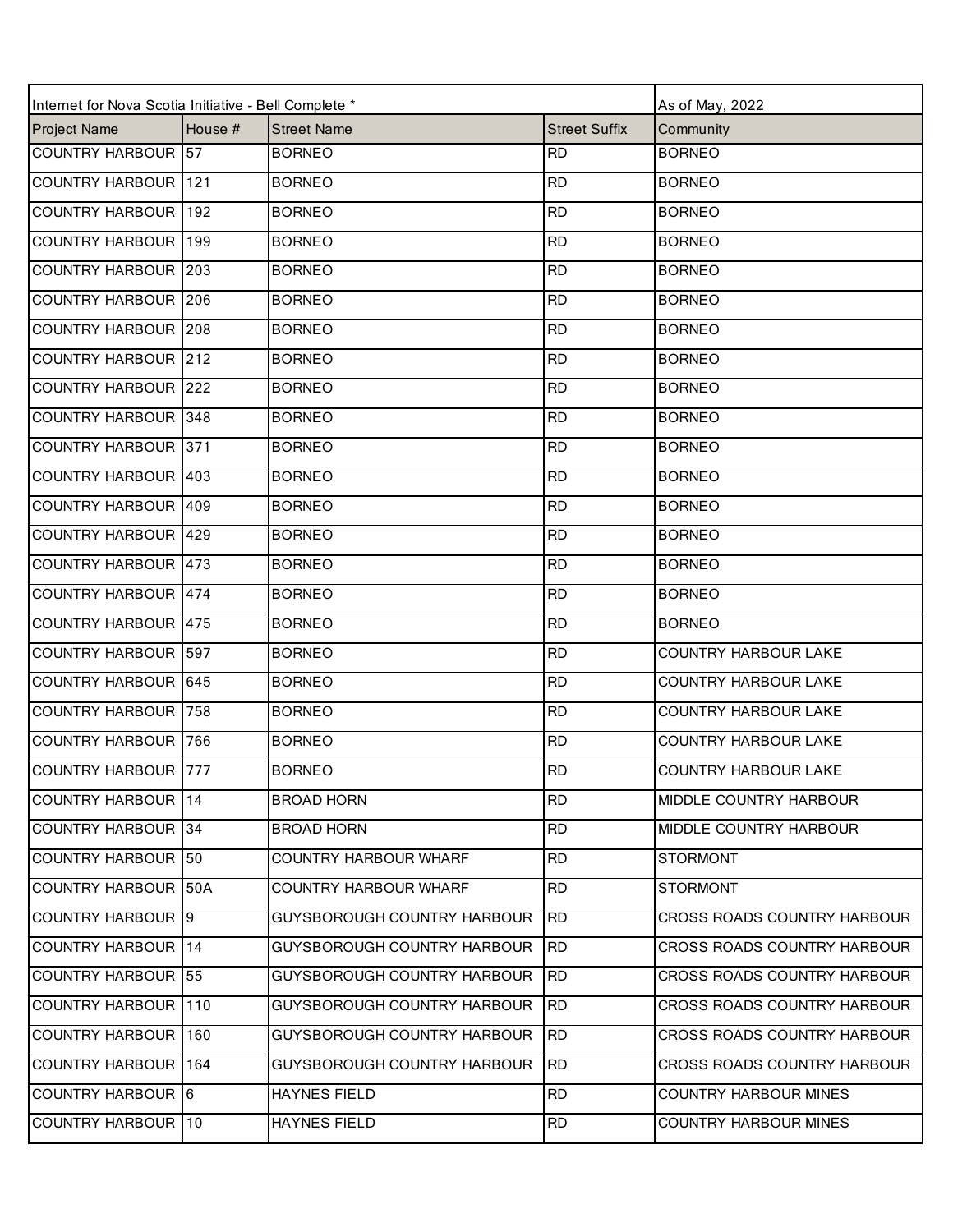| Internet for Nova Scotia Initiative - Bell Complete * | | | | As of May, 2022 |
|---|---|---|---|---|
| Project Name | House # | Street Name | Street Suffix | Community |
| COUNTRY HARBOUR | 57 | BORNEO | RD | BORNEO |
| COUNTRY HARBOUR | 121 | BORNEO | RD | BORNEO |
| COUNTRY HARBOUR | 192 | BORNEO | RD | BORNEO |
| COUNTRY HARBOUR | 199 | BORNEO | RD | BORNEO |
| COUNTRY HARBOUR | 203 | BORNEO | RD | BORNEO |
| COUNTRY HARBOUR | 206 | BORNEO | RD | BORNEO |
| COUNTRY HARBOUR | 208 | BORNEO | RD | BORNEO |
| COUNTRY HARBOUR | 212 | BORNEO | RD | BORNEO |
| COUNTRY HARBOUR | 222 | BORNEO | RD | BORNEO |
| COUNTRY HARBOUR | 348 | BORNEO | RD | BORNEO |
| COUNTRY HARBOUR | 371 | BORNEO | RD | BORNEO |
| COUNTRY HARBOUR | 403 | BORNEO | RD | BORNEO |
| COUNTRY HARBOUR | 409 | BORNEO | RD | BORNEO |
| COUNTRY HARBOUR | 429 | BORNEO | RD | BORNEO |
| COUNTRY HARBOUR | 473 | BORNEO | RD | BORNEO |
| COUNTRY HARBOUR | 474 | BORNEO | RD | BORNEO |
| COUNTRY HARBOUR | 475 | BORNEO | RD | BORNEO |
| COUNTRY HARBOUR | 597 | BORNEO | RD | COUNTRY HARBOUR LAKE |
| COUNTRY HARBOUR | 645 | BORNEO | RD | COUNTRY HARBOUR LAKE |
| COUNTRY HARBOUR | 758 | BORNEO | RD | COUNTRY HARBOUR LAKE |
| COUNTRY HARBOUR | 766 | BORNEO | RD | COUNTRY HARBOUR LAKE |
| COUNTRY HARBOUR | 777 | BORNEO | RD | COUNTRY HARBOUR LAKE |
| COUNTRY HARBOUR | 14 | BROAD HORN | RD | MIDDLE COUNTRY HARBOUR |
| COUNTRY HARBOUR | 34 | BROAD HORN | RD | MIDDLE COUNTRY HARBOUR |
| COUNTRY HARBOUR | 50 | COUNTRY HARBOUR WHARF | RD | STORMONT |
| COUNTRY HARBOUR | 50A | COUNTRY HARBOUR WHARF | RD | STORMONT |
| COUNTRY HARBOUR | 9 | GUYSBOROUGH COUNTRY HARBOUR | RD | CROSS ROADS COUNTRY HARBOUR |
| COUNTRY HARBOUR | 14 | GUYSBOROUGH COUNTRY HARBOUR | RD | CROSS ROADS COUNTRY HARBOUR |
| COUNTRY HARBOUR | 55 | GUYSBOROUGH COUNTRY HARBOUR | RD | CROSS ROADS COUNTRY HARBOUR |
| COUNTRY HARBOUR | 110 | GUYSBOROUGH COUNTRY HARBOUR | RD | CROSS ROADS COUNTRY HARBOUR |
| COUNTRY HARBOUR | 160 | GUYSBOROUGH COUNTRY HARBOUR | RD | CROSS ROADS COUNTRY HARBOUR |
| COUNTRY HARBOUR | 164 | GUYSBOROUGH COUNTRY HARBOUR | RD | CROSS ROADS COUNTRY HARBOUR |
| COUNTRY HARBOUR | 6 | HAYNES FIELD | RD | COUNTRY HARBOUR MINES |
| COUNTRY HARBOUR | 10 | HAYNES FIELD | RD | COUNTRY HARBOUR MINES |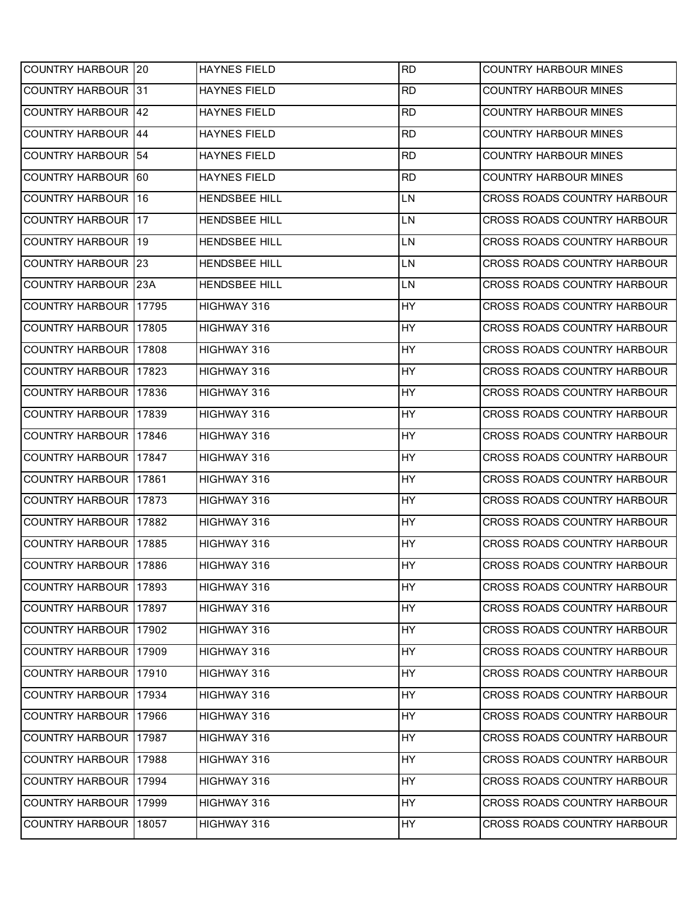| | | | | |
|---|---|---|---|---|
| COUNTRY HARBOUR | 20 | HAYNES FIELD | RD | COUNTRY HARBOUR MINES |
| COUNTRY HARBOUR | 31 | HAYNES FIELD | RD | COUNTRY HARBOUR MINES |
| COUNTRY HARBOUR | 42 | HAYNES FIELD | RD | COUNTRY HARBOUR MINES |
| COUNTRY HARBOUR | 44 | HAYNES FIELD | RD | COUNTRY HARBOUR MINES |
| COUNTRY HARBOUR | 54 | HAYNES FIELD | RD | COUNTRY HARBOUR MINES |
| COUNTRY HARBOUR | 60 | HAYNES FIELD | RD | COUNTRY HARBOUR MINES |
| COUNTRY HARBOUR | 16 | HENDSBEE HILL | LN | CROSS ROADS COUNTRY HARBOUR |
| COUNTRY HARBOUR | 17 | HENDSBEE HILL | LN | CROSS ROADS COUNTRY HARBOUR |
| COUNTRY HARBOUR | 19 | HENDSBEE HILL | LN | CROSS ROADS COUNTRY HARBOUR |
| COUNTRY HARBOUR | 23 | HENDSBEE HILL | LN | CROSS ROADS COUNTRY HARBOUR |
| COUNTRY HARBOUR | 23A | HENDSBEE HILL | LN | CROSS ROADS COUNTRY HARBOUR |
| COUNTRY HARBOUR | 17795 | HIGHWAY 316 | HY | CROSS ROADS COUNTRY HARBOUR |
| COUNTRY HARBOUR | 17805 | HIGHWAY 316 | HY | CROSS ROADS COUNTRY HARBOUR |
| COUNTRY HARBOUR | 17808 | HIGHWAY 316 | HY | CROSS ROADS COUNTRY HARBOUR |
| COUNTRY HARBOUR | 17823 | HIGHWAY 316 | HY | CROSS ROADS COUNTRY HARBOUR |
| COUNTRY HARBOUR | 17836 | HIGHWAY 316 | HY | CROSS ROADS COUNTRY HARBOUR |
| COUNTRY HARBOUR | 17839 | HIGHWAY 316 | HY | CROSS ROADS COUNTRY HARBOUR |
| COUNTRY HARBOUR | 17846 | HIGHWAY 316 | HY | CROSS ROADS COUNTRY HARBOUR |
| COUNTRY HARBOUR | 17847 | HIGHWAY 316 | HY | CROSS ROADS COUNTRY HARBOUR |
| COUNTRY HARBOUR | 17861 | HIGHWAY 316 | HY | CROSS ROADS COUNTRY HARBOUR |
| COUNTRY HARBOUR | 17873 | HIGHWAY 316 | HY | CROSS ROADS COUNTRY HARBOUR |
| COUNTRY HARBOUR | 17882 | HIGHWAY 316 | HY | CROSS ROADS COUNTRY HARBOUR |
| COUNTRY HARBOUR | 17885 | HIGHWAY 316 | HY | CROSS ROADS COUNTRY HARBOUR |
| COUNTRY HARBOUR | 17886 | HIGHWAY 316 | HY | CROSS ROADS COUNTRY HARBOUR |
| COUNTRY HARBOUR | 17893 | HIGHWAY 316 | HY | CROSS ROADS COUNTRY HARBOUR |
| COUNTRY HARBOUR | 17897 | HIGHWAY 316 | HY | CROSS ROADS COUNTRY HARBOUR |
| COUNTRY HARBOUR | 17902 | HIGHWAY 316 | HY | CROSS ROADS COUNTRY HARBOUR |
| COUNTRY HARBOUR | 17909 | HIGHWAY 316 | HY | CROSS ROADS COUNTRY HARBOUR |
| COUNTRY HARBOUR | 17910 | HIGHWAY 316 | HY | CROSS ROADS COUNTRY HARBOUR |
| COUNTRY HARBOUR | 17934 | HIGHWAY 316 | HY | CROSS ROADS COUNTRY HARBOUR |
| COUNTRY HARBOUR | 17966 | HIGHWAY 316 | HY | CROSS ROADS COUNTRY HARBOUR |
| COUNTRY HARBOUR | 17987 | HIGHWAY 316 | HY | CROSS ROADS COUNTRY HARBOUR |
| COUNTRY HARBOUR | 17988 | HIGHWAY 316 | HY | CROSS ROADS COUNTRY HARBOUR |
| COUNTRY HARBOUR | 17994 | HIGHWAY 316 | HY | CROSS ROADS COUNTRY HARBOUR |
| COUNTRY HARBOUR | 17999 | HIGHWAY 316 | HY | CROSS ROADS COUNTRY HARBOUR |
| COUNTRY HARBOUR | 18057 | HIGHWAY 316 | HY | CROSS ROADS COUNTRY HARBOUR |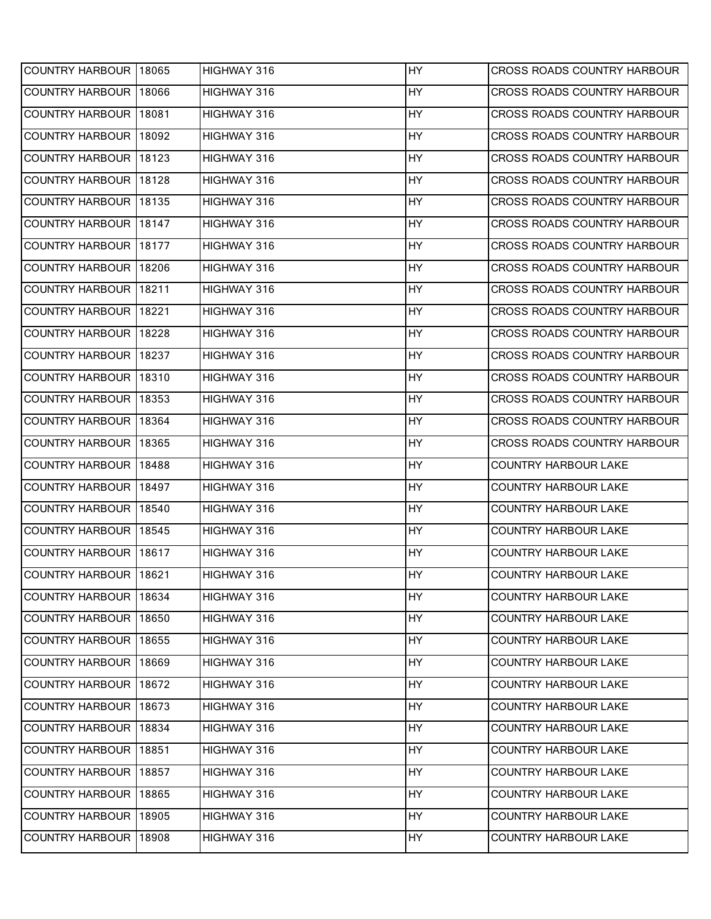| COUNTRY HARBOUR | 18065 | HIGHWAY 316 | HY | CROSS ROADS COUNTRY HARBOUR |
|---|---|---|---|---|
| COUNTRY HARBOUR | 18066 | HIGHWAY 316 | HY | CROSS ROADS COUNTRY HARBOUR |
| COUNTRY HARBOUR | 18081 | HIGHWAY 316 | HY | CROSS ROADS COUNTRY HARBOUR |
| COUNTRY HARBOUR | 18092 | HIGHWAY 316 | HY | CROSS ROADS COUNTRY HARBOUR |
| COUNTRY HARBOUR | 18123 | HIGHWAY 316 | HY | CROSS ROADS COUNTRY HARBOUR |
| COUNTRY HARBOUR | 18128 | HIGHWAY 316 | HY | CROSS ROADS COUNTRY HARBOUR |
| COUNTRY HARBOUR | 18135 | HIGHWAY 316 | HY | CROSS ROADS COUNTRY HARBOUR |
| COUNTRY HARBOUR | 18147 | HIGHWAY 316 | HY | CROSS ROADS COUNTRY HARBOUR |
| COUNTRY HARBOUR | 18177 | HIGHWAY 316 | HY | CROSS ROADS COUNTRY HARBOUR |
| COUNTRY HARBOUR | 18206 | HIGHWAY 316 | HY | CROSS ROADS COUNTRY HARBOUR |
| COUNTRY HARBOUR | 18211 | HIGHWAY 316 | HY | CROSS ROADS COUNTRY HARBOUR |
| COUNTRY HARBOUR | 18221 | HIGHWAY 316 | HY | CROSS ROADS COUNTRY HARBOUR |
| COUNTRY HARBOUR | 18228 | HIGHWAY 316 | HY | CROSS ROADS COUNTRY HARBOUR |
| COUNTRY HARBOUR | 18237 | HIGHWAY 316 | HY | CROSS ROADS COUNTRY HARBOUR |
| COUNTRY HARBOUR | 18310 | HIGHWAY 316 | HY | CROSS ROADS COUNTRY HARBOUR |
| COUNTRY HARBOUR | 18353 | HIGHWAY 316 | HY | CROSS ROADS COUNTRY HARBOUR |
| COUNTRY HARBOUR | 18364 | HIGHWAY 316 | HY | CROSS ROADS COUNTRY HARBOUR |
| COUNTRY HARBOUR | 18365 | HIGHWAY 316 | HY | CROSS ROADS COUNTRY HARBOUR |
| COUNTRY HARBOUR | 18488 | HIGHWAY 316 | HY | COUNTRY HARBOUR LAKE |
| COUNTRY HARBOUR | 18497 | HIGHWAY 316 | HY | COUNTRY HARBOUR LAKE |
| COUNTRY HARBOUR | 18540 | HIGHWAY 316 | HY | COUNTRY HARBOUR LAKE |
| COUNTRY HARBOUR | 18545 | HIGHWAY 316 | HY | COUNTRY HARBOUR LAKE |
| COUNTRY HARBOUR | 18617 | HIGHWAY 316 | HY | COUNTRY HARBOUR LAKE |
| COUNTRY HARBOUR | 18621 | HIGHWAY 316 | HY | COUNTRY HARBOUR LAKE |
| COUNTRY HARBOUR | 18634 | HIGHWAY 316 | HY | COUNTRY HARBOUR LAKE |
| COUNTRY HARBOUR | 18650 | HIGHWAY 316 | HY | COUNTRY HARBOUR LAKE |
| COUNTRY HARBOUR | 18655 | HIGHWAY 316 | HY | COUNTRY HARBOUR LAKE |
| COUNTRY HARBOUR | 18669 | HIGHWAY 316 | HY | COUNTRY HARBOUR LAKE |
| COUNTRY HARBOUR | 18672 | HIGHWAY 316 | HY | COUNTRY HARBOUR LAKE |
| COUNTRY HARBOUR | 18673 | HIGHWAY 316 | HY | COUNTRY HARBOUR LAKE |
| COUNTRY HARBOUR | 18834 | HIGHWAY 316 | HY | COUNTRY HARBOUR LAKE |
| COUNTRY HARBOUR | 18851 | HIGHWAY 316 | HY | COUNTRY HARBOUR LAKE |
| COUNTRY HARBOUR | 18857 | HIGHWAY 316 | HY | COUNTRY HARBOUR LAKE |
| COUNTRY HARBOUR | 18865 | HIGHWAY 316 | HY | COUNTRY HARBOUR LAKE |
| COUNTRY HARBOUR | 18905 | HIGHWAY 316 | HY | COUNTRY HARBOUR LAKE |
| COUNTRY HARBOUR | 18908 | HIGHWAY 316 | HY | COUNTRY HARBOUR LAKE |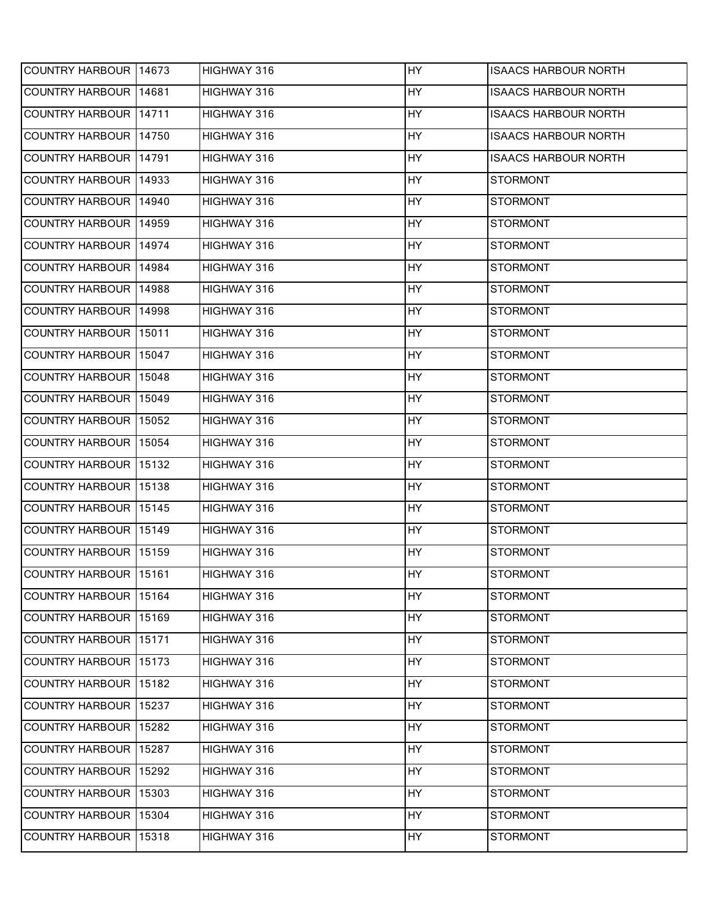| COUNTRY HARBOUR | 14673 | HIGHWAY 316 | HY | ISAACS HARBOUR NORTH |
|---|---|---|---|---|
| COUNTRY HARBOUR | 14681 | HIGHWAY 316 | HY | ISAACS HARBOUR NORTH |
| COUNTRY HARBOUR | 14711 | HIGHWAY 316 | HY | ISAACS HARBOUR NORTH |
| COUNTRY HARBOUR | 14750 | HIGHWAY 316 | HY | ISAACS HARBOUR NORTH |
| COUNTRY HARBOUR | 14791 | HIGHWAY 316 | HY | ISAACS HARBOUR NORTH |
| COUNTRY HARBOUR | 14933 | HIGHWAY 316 | HY | STORMONT |
| COUNTRY HARBOUR | 14940 | HIGHWAY 316 | HY | STORMONT |
| COUNTRY HARBOUR | 14959 | HIGHWAY 316 | HY | STORMONT |
| COUNTRY HARBOUR | 14974 | HIGHWAY 316 | HY | STORMONT |
| COUNTRY HARBOUR | 14984 | HIGHWAY 316 | HY | STORMONT |
| COUNTRY HARBOUR | 14988 | HIGHWAY 316 | HY | STORMONT |
| COUNTRY HARBOUR | 14998 | HIGHWAY 316 | HY | STORMONT |
| COUNTRY HARBOUR | 15011 | HIGHWAY 316 | HY | STORMONT |
| COUNTRY HARBOUR | 15047 | HIGHWAY 316 | HY | STORMONT |
| COUNTRY HARBOUR | 15048 | HIGHWAY 316 | HY | STORMONT |
| COUNTRY HARBOUR | 15049 | HIGHWAY 316 | HY | STORMONT |
| COUNTRY HARBOUR | 15052 | HIGHWAY 316 | HY | STORMONT |
| COUNTRY HARBOUR | 15054 | HIGHWAY 316 | HY | STORMONT |
| COUNTRY HARBOUR | 15132 | HIGHWAY 316 | HY | STORMONT |
| COUNTRY HARBOUR | 15138 | HIGHWAY 316 | HY | STORMONT |
| COUNTRY HARBOUR | 15145 | HIGHWAY 316 | HY | STORMONT |
| COUNTRY HARBOUR | 15149 | HIGHWAY 316 | HY | STORMONT |
| COUNTRY HARBOUR | 15159 | HIGHWAY 316 | HY | STORMONT |
| COUNTRY HARBOUR | 15161 | HIGHWAY 316 | HY | STORMONT |
| COUNTRY HARBOUR | 15164 | HIGHWAY 316 | HY | STORMONT |
| COUNTRY HARBOUR | 15169 | HIGHWAY 316 | HY | STORMONT |
| COUNTRY HARBOUR | 15171 | HIGHWAY 316 | HY | STORMONT |
| COUNTRY HARBOUR | 15173 | HIGHWAY 316 | HY | STORMONT |
| COUNTRY HARBOUR | 15182 | HIGHWAY 316 | HY | STORMONT |
| COUNTRY HARBOUR | 15237 | HIGHWAY 316 | HY | STORMONT |
| COUNTRY HARBOUR | 15282 | HIGHWAY 316 | HY | STORMONT |
| COUNTRY HARBOUR | 15287 | HIGHWAY 316 | HY | STORMONT |
| COUNTRY HARBOUR | 15292 | HIGHWAY 316 | HY | STORMONT |
| COUNTRY HARBOUR | 15303 | HIGHWAY 316 | HY | STORMONT |
| COUNTRY HARBOUR | 15304 | HIGHWAY 316 | HY | STORMONT |
| COUNTRY HARBOUR | 15318 | HIGHWAY 316 | HY | STORMONT |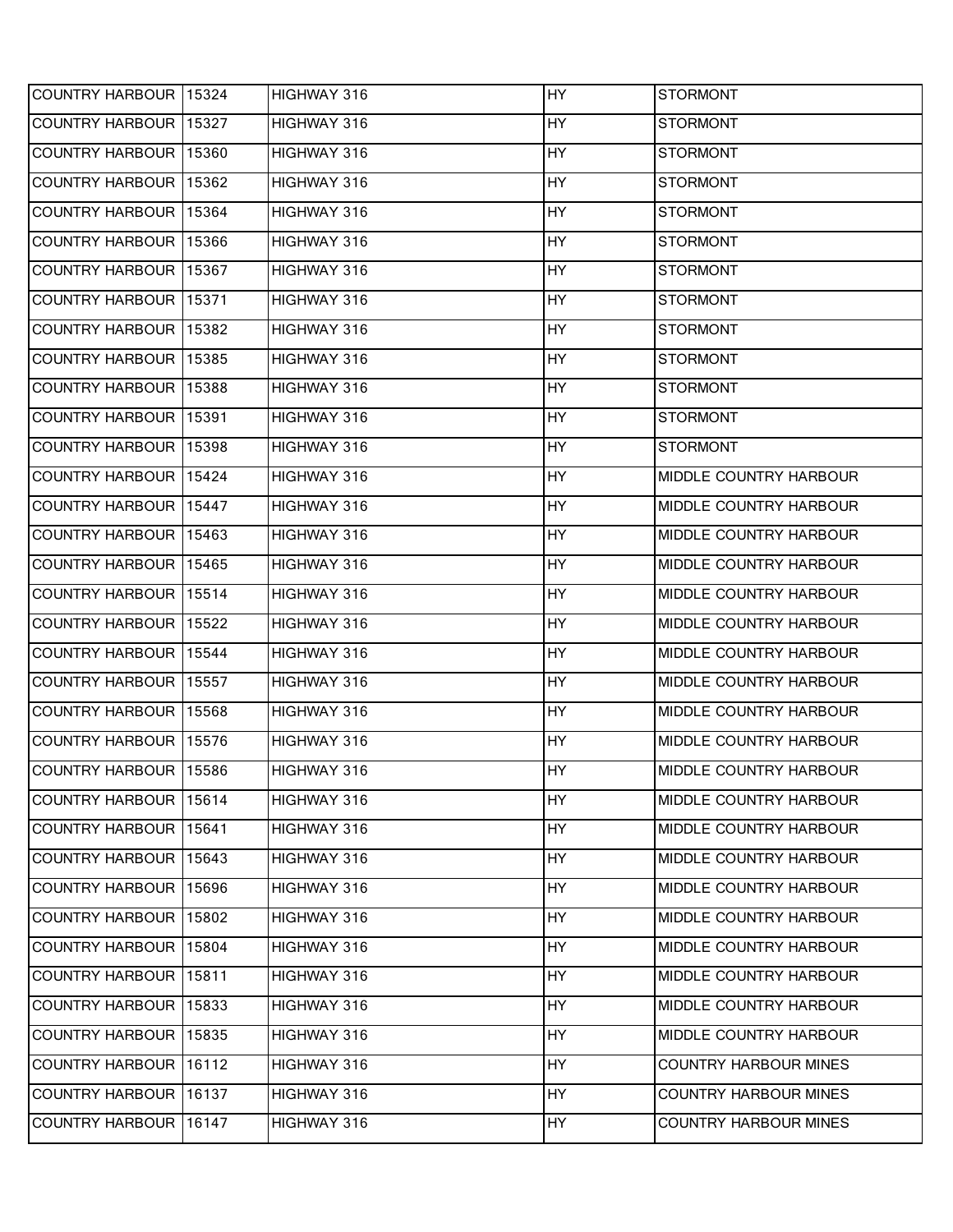| COUNTRY HARBOUR | 15324 | HIGHWAY 316 | HY | STORMONT |
|---|---|---|---|---|
| COUNTRY HARBOUR | 15327 | HIGHWAY 316 | HY | STORMONT |
| COUNTRY HARBOUR | 15360 | HIGHWAY 316 | HY | STORMONT |
| COUNTRY HARBOUR | 15362 | HIGHWAY 316 | HY | STORMONT |
| COUNTRY HARBOUR | 15364 | HIGHWAY 316 | HY | STORMONT |
| COUNTRY HARBOUR | 15366 | HIGHWAY 316 | HY | STORMONT |
| COUNTRY HARBOUR | 15367 | HIGHWAY 316 | HY | STORMONT |
| COUNTRY HARBOUR | 15371 | HIGHWAY 316 | HY | STORMONT |
| COUNTRY HARBOUR | 15382 | HIGHWAY 316 | HY | STORMONT |
| COUNTRY HARBOUR | 15385 | HIGHWAY 316 | HY | STORMONT |
| COUNTRY HARBOUR | 15388 | HIGHWAY 316 | HY | STORMONT |
| COUNTRY HARBOUR | 15391 | HIGHWAY 316 | HY | STORMONT |
| COUNTRY HARBOUR | 15398 | HIGHWAY 316 | HY | STORMONT |
| COUNTRY HARBOUR | 15424 | HIGHWAY 316 | HY | MIDDLE COUNTRY HARBOUR |
| COUNTRY HARBOUR | 15447 | HIGHWAY 316 | HY | MIDDLE COUNTRY HARBOUR |
| COUNTRY HARBOUR | 15463 | HIGHWAY 316 | HY | MIDDLE COUNTRY HARBOUR |
| COUNTRY HARBOUR | 15465 | HIGHWAY 316 | HY | MIDDLE COUNTRY HARBOUR |
| COUNTRY HARBOUR | 15514 | HIGHWAY 316 | HY | MIDDLE COUNTRY HARBOUR |
| COUNTRY HARBOUR | 15522 | HIGHWAY 316 | HY | MIDDLE COUNTRY HARBOUR |
| COUNTRY HARBOUR | 15544 | HIGHWAY 316 | HY | MIDDLE COUNTRY HARBOUR |
| COUNTRY HARBOUR | 15557 | HIGHWAY 316 | HY | MIDDLE COUNTRY HARBOUR |
| COUNTRY HARBOUR | 15568 | HIGHWAY 316 | HY | MIDDLE COUNTRY HARBOUR |
| COUNTRY HARBOUR | 15576 | HIGHWAY 316 | HY | MIDDLE COUNTRY HARBOUR |
| COUNTRY HARBOUR | 15586 | HIGHWAY 316 | HY | MIDDLE COUNTRY HARBOUR |
| COUNTRY HARBOUR | 15614 | HIGHWAY 316 | HY | MIDDLE COUNTRY HARBOUR |
| COUNTRY HARBOUR | 15641 | HIGHWAY 316 | HY | MIDDLE COUNTRY HARBOUR |
| COUNTRY HARBOUR | 15643 | HIGHWAY 316 | HY | MIDDLE COUNTRY HARBOUR |
| COUNTRY HARBOUR | 15696 | HIGHWAY 316 | HY | MIDDLE COUNTRY HARBOUR |
| COUNTRY HARBOUR | 15802 | HIGHWAY 316 | HY | MIDDLE COUNTRY HARBOUR |
| COUNTRY HARBOUR | 15804 | HIGHWAY 316 | HY | MIDDLE COUNTRY HARBOUR |
| COUNTRY HARBOUR | 15811 | HIGHWAY 316 | HY | MIDDLE COUNTRY HARBOUR |
| COUNTRY HARBOUR | 15833 | HIGHWAY 316 | HY | MIDDLE COUNTRY HARBOUR |
| COUNTRY HARBOUR | 15835 | HIGHWAY 316 | HY | MIDDLE COUNTRY HARBOUR |
| COUNTRY HARBOUR | 16112 | HIGHWAY 316 | HY | COUNTRY HARBOUR MINES |
| COUNTRY HARBOUR | 16137 | HIGHWAY 316 | HY | COUNTRY HARBOUR MINES |
| COUNTRY HARBOUR | 16147 | HIGHWAY 316 | HY | COUNTRY HARBOUR MINES |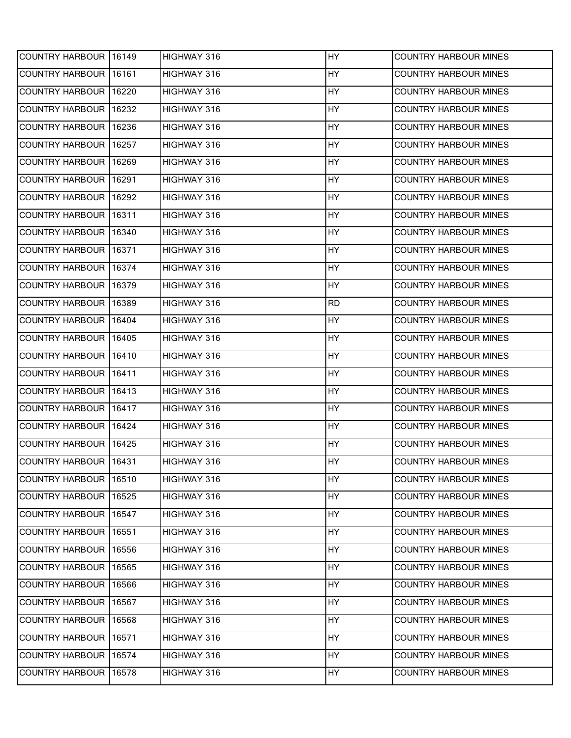| | | | | |
|---|---|---|---|---|
| COUNTRY HARBOUR | 16149 | HIGHWAY 316 | HY | COUNTRY HARBOUR MINES |
| COUNTRY HARBOUR | 16161 | HIGHWAY 316 | HY | COUNTRY HARBOUR MINES |
| COUNTRY HARBOUR | 16220 | HIGHWAY 316 | HY | COUNTRY HARBOUR MINES |
| COUNTRY HARBOUR | 16232 | HIGHWAY 316 | HY | COUNTRY HARBOUR MINES |
| COUNTRY HARBOUR | 16236 | HIGHWAY 316 | HY | COUNTRY HARBOUR MINES |
| COUNTRY HARBOUR | 16257 | HIGHWAY 316 | HY | COUNTRY HARBOUR MINES |
| COUNTRY HARBOUR | 16269 | HIGHWAY 316 | HY | COUNTRY HARBOUR MINES |
| COUNTRY HARBOUR | 16291 | HIGHWAY 316 | HY | COUNTRY HARBOUR MINES |
| COUNTRY HARBOUR | 16292 | HIGHWAY 316 | HY | COUNTRY HARBOUR MINES |
| COUNTRY HARBOUR | 16311 | HIGHWAY 316 | HY | COUNTRY HARBOUR MINES |
| COUNTRY HARBOUR | 16340 | HIGHWAY 316 | HY | COUNTRY HARBOUR MINES |
| COUNTRY HARBOUR | 16371 | HIGHWAY 316 | HY | COUNTRY HARBOUR MINES |
| COUNTRY HARBOUR | 16374 | HIGHWAY 316 | HY | COUNTRY HARBOUR MINES |
| COUNTRY HARBOUR | 16379 | HIGHWAY 316 | HY | COUNTRY HARBOUR MINES |
| COUNTRY HARBOUR | 16389 | HIGHWAY 316 | RD | COUNTRY HARBOUR MINES |
| COUNTRY HARBOUR | 16404 | HIGHWAY 316 | HY | COUNTRY HARBOUR MINES |
| COUNTRY HARBOUR | 16405 | HIGHWAY 316 | HY | COUNTRY HARBOUR MINES |
| COUNTRY HARBOUR | 16410 | HIGHWAY 316 | HY | COUNTRY HARBOUR MINES |
| COUNTRY HARBOUR | 16411 | HIGHWAY 316 | HY | COUNTRY HARBOUR MINES |
| COUNTRY HARBOUR | 16413 | HIGHWAY 316 | HY | COUNTRY HARBOUR MINES |
| COUNTRY HARBOUR | 16417 | HIGHWAY 316 | HY | COUNTRY HARBOUR MINES |
| COUNTRY HARBOUR | 16424 | HIGHWAY 316 | HY | COUNTRY HARBOUR MINES |
| COUNTRY HARBOUR | 16425 | HIGHWAY 316 | HY | COUNTRY HARBOUR MINES |
| COUNTRY HARBOUR | 16431 | HIGHWAY 316 | HY | COUNTRY HARBOUR MINES |
| COUNTRY HARBOUR | 16510 | HIGHWAY 316 | HY | COUNTRY HARBOUR MINES |
| COUNTRY HARBOUR | 16525 | HIGHWAY 316 | HY | COUNTRY HARBOUR MINES |
| COUNTRY HARBOUR | 16547 | HIGHWAY 316 | HY | COUNTRY HARBOUR MINES |
| COUNTRY HARBOUR | 16551 | HIGHWAY 316 | HY | COUNTRY HARBOUR MINES |
| COUNTRY HARBOUR | 16556 | HIGHWAY 316 | HY | COUNTRY HARBOUR MINES |
| COUNTRY HARBOUR | 16565 | HIGHWAY 316 | HY | COUNTRY HARBOUR MINES |
| COUNTRY HARBOUR | 16566 | HIGHWAY 316 | HY | COUNTRY HARBOUR MINES |
| COUNTRY HARBOUR | 16567 | HIGHWAY 316 | HY | COUNTRY HARBOUR MINES |
| COUNTRY HARBOUR | 16568 | HIGHWAY 316 | HY | COUNTRY HARBOUR MINES |
| COUNTRY HARBOUR | 16571 | HIGHWAY 316 | HY | COUNTRY HARBOUR MINES |
| COUNTRY HARBOUR | 16574 | HIGHWAY 316 | HY | COUNTRY HARBOUR MINES |
| COUNTRY HARBOUR | 16578 | HIGHWAY 316 | HY | COUNTRY HARBOUR MINES |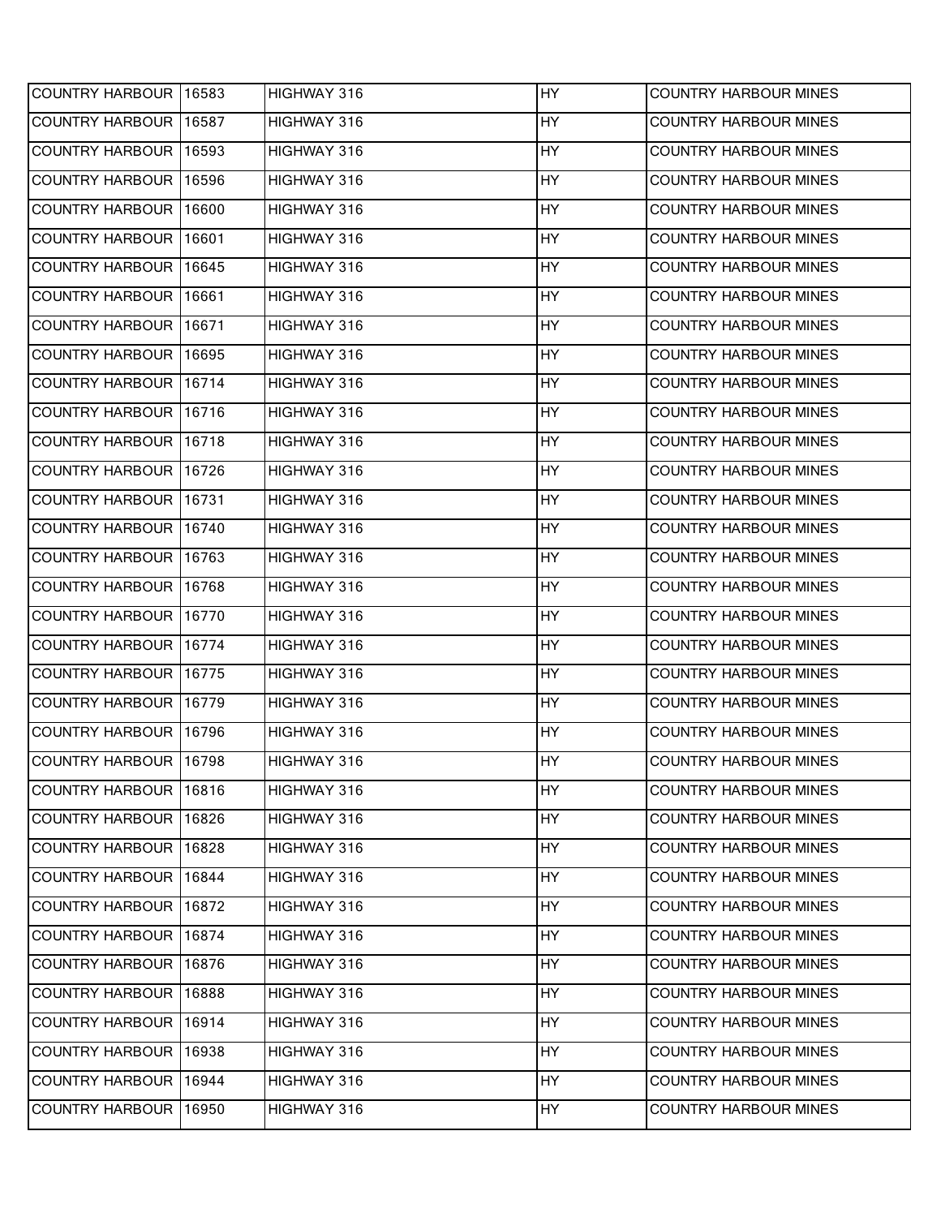| COUNTRY HARBOUR | 16583 | HIGHWAY 316 | HY | COUNTRY HARBOUR MINES |
|---|---|---|---|---|
| COUNTRY HARBOUR | 16587 | HIGHWAY 316 | HY | COUNTRY HARBOUR MINES |
| COUNTRY HARBOUR | 16593 | HIGHWAY 316 | HY | COUNTRY HARBOUR MINES |
| COUNTRY HARBOUR | 16596 | HIGHWAY 316 | HY | COUNTRY HARBOUR MINES |
| COUNTRY HARBOUR | 16600 | HIGHWAY 316 | HY | COUNTRY HARBOUR MINES |
| COUNTRY HARBOUR | 16601 | HIGHWAY 316 | HY | COUNTRY HARBOUR MINES |
| COUNTRY HARBOUR | 16645 | HIGHWAY 316 | HY | COUNTRY HARBOUR MINES |
| COUNTRY HARBOUR | 16661 | HIGHWAY 316 | HY | COUNTRY HARBOUR MINES |
| COUNTRY HARBOUR | 16671 | HIGHWAY 316 | HY | COUNTRY HARBOUR MINES |
| COUNTRY HARBOUR | 16695 | HIGHWAY 316 | HY | COUNTRY HARBOUR MINES |
| COUNTRY HARBOUR | 16714 | HIGHWAY 316 | HY | COUNTRY HARBOUR MINES |
| COUNTRY HARBOUR | 16716 | HIGHWAY 316 | HY | COUNTRY HARBOUR MINES |
| COUNTRY HARBOUR | 16718 | HIGHWAY 316 | HY | COUNTRY HARBOUR MINES |
| COUNTRY HARBOUR | 16726 | HIGHWAY 316 | HY | COUNTRY HARBOUR MINES |
| COUNTRY HARBOUR | 16731 | HIGHWAY 316 | HY | COUNTRY HARBOUR MINES |
| COUNTRY HARBOUR | 16740 | HIGHWAY 316 | HY | COUNTRY HARBOUR MINES |
| COUNTRY HARBOUR | 16763 | HIGHWAY 316 | HY | COUNTRY HARBOUR MINES |
| COUNTRY HARBOUR | 16768 | HIGHWAY 316 | HY | COUNTRY HARBOUR MINES |
| COUNTRY HARBOUR | 16770 | HIGHWAY 316 | HY | COUNTRY HARBOUR MINES |
| COUNTRY HARBOUR | 16774 | HIGHWAY 316 | HY | COUNTRY HARBOUR MINES |
| COUNTRY HARBOUR | 16775 | HIGHWAY 316 | HY | COUNTRY HARBOUR MINES |
| COUNTRY HARBOUR | 16779 | HIGHWAY 316 | HY | COUNTRY HARBOUR MINES |
| COUNTRY HARBOUR | 16796 | HIGHWAY 316 | HY | COUNTRY HARBOUR MINES |
| COUNTRY HARBOUR | 16798 | HIGHWAY 316 | HY | COUNTRY HARBOUR MINES |
| COUNTRY HARBOUR | 16816 | HIGHWAY 316 | HY | COUNTRY HARBOUR MINES |
| COUNTRY HARBOUR | 16826 | HIGHWAY 316 | HY | COUNTRY HARBOUR MINES |
| COUNTRY HARBOUR | 16828 | HIGHWAY 316 | HY | COUNTRY HARBOUR MINES |
| COUNTRY HARBOUR | 16844 | HIGHWAY 316 | HY | COUNTRY HARBOUR MINES |
| COUNTRY HARBOUR | 16872 | HIGHWAY 316 | HY | COUNTRY HARBOUR MINES |
| COUNTRY HARBOUR | 16874 | HIGHWAY 316 | HY | COUNTRY HARBOUR MINES |
| COUNTRY HARBOUR | 16876 | HIGHWAY 316 | HY | COUNTRY HARBOUR MINES |
| COUNTRY HARBOUR | 16888 | HIGHWAY 316 | HY | COUNTRY HARBOUR MINES |
| COUNTRY HARBOUR | 16914 | HIGHWAY 316 | HY | COUNTRY HARBOUR MINES |
| COUNTRY HARBOUR | 16938 | HIGHWAY 316 | HY | COUNTRY HARBOUR MINES |
| COUNTRY HARBOUR | 16944 | HIGHWAY 316 | HY | COUNTRY HARBOUR MINES |
| COUNTRY HARBOUR | 16950 | HIGHWAY 316 | HY | COUNTRY HARBOUR MINES |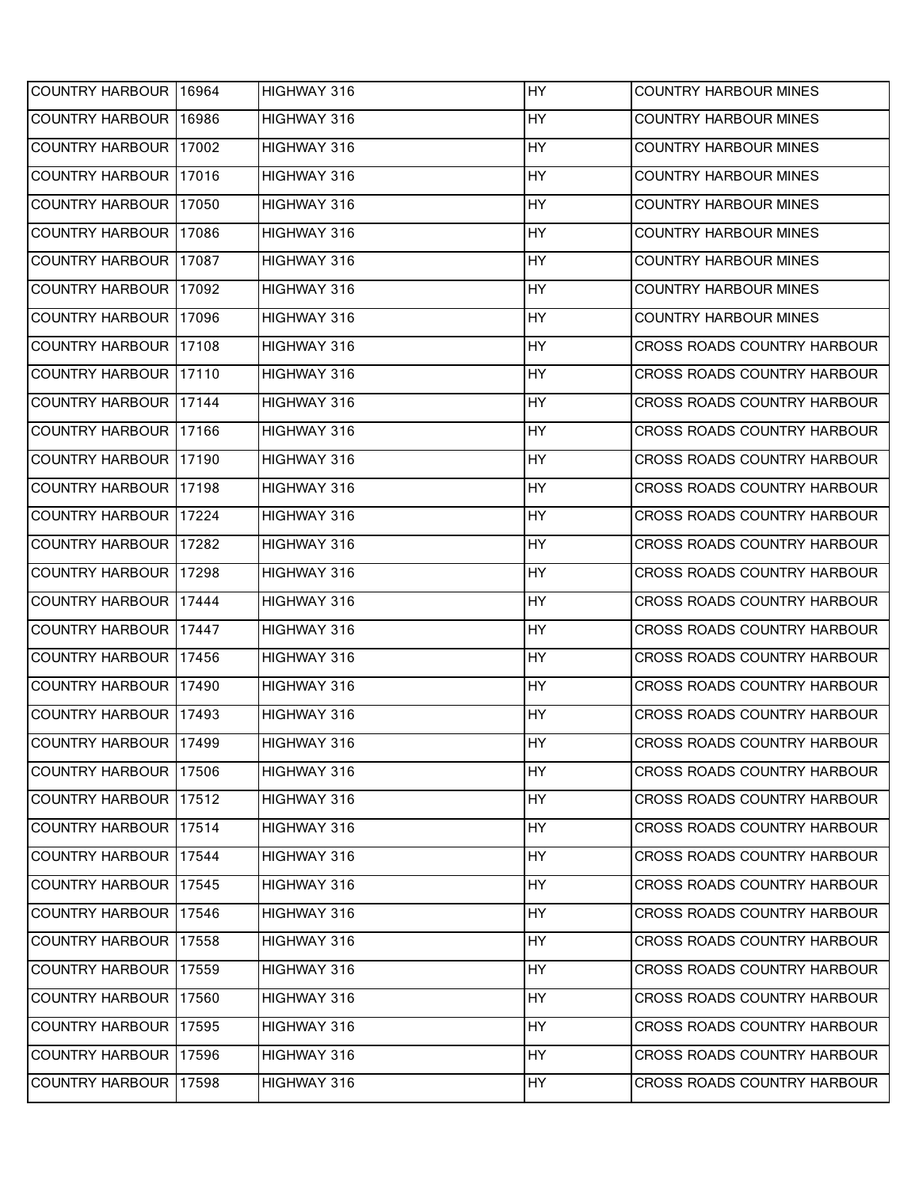| COUNTRY HARBOUR | 16964 | HIGHWAY 316 | HY | COUNTRY HARBOUR MINES |
|---|---|---|---|---|
| COUNTRY HARBOUR | 16986 | HIGHWAY 316 | HY | COUNTRY HARBOUR MINES |
| COUNTRY HARBOUR | 17002 | HIGHWAY 316 | HY | COUNTRY HARBOUR MINES |
| COUNTRY HARBOUR | 17016 | HIGHWAY 316 | HY | COUNTRY HARBOUR MINES |
| COUNTRY HARBOUR | 17050 | HIGHWAY 316 | HY | COUNTRY HARBOUR MINES |
| COUNTRY HARBOUR | 17086 | HIGHWAY 316 | HY | COUNTRY HARBOUR MINES |
| COUNTRY HARBOUR | 17087 | HIGHWAY 316 | HY | COUNTRY HARBOUR MINES |
| COUNTRY HARBOUR | 17092 | HIGHWAY 316 | HY | COUNTRY HARBOUR MINES |
| COUNTRY HARBOUR | 17096 | HIGHWAY 316 | HY | COUNTRY HARBOUR MINES |
| COUNTRY HARBOUR | 17108 | HIGHWAY 316 | HY | CROSS ROADS COUNTRY HARBOUR |
| COUNTRY HARBOUR | 17110 | HIGHWAY 316 | HY | CROSS ROADS COUNTRY HARBOUR |
| COUNTRY HARBOUR | 17144 | HIGHWAY 316 | HY | CROSS ROADS COUNTRY HARBOUR |
| COUNTRY HARBOUR | 17166 | HIGHWAY 316 | HY | CROSS ROADS COUNTRY HARBOUR |
| COUNTRY HARBOUR | 17190 | HIGHWAY 316 | HY | CROSS ROADS COUNTRY HARBOUR |
| COUNTRY HARBOUR | 17198 | HIGHWAY 316 | HY | CROSS ROADS COUNTRY HARBOUR |
| COUNTRY HARBOUR | 17224 | HIGHWAY 316 | HY | CROSS ROADS COUNTRY HARBOUR |
| COUNTRY HARBOUR | 17282 | HIGHWAY 316 | HY | CROSS ROADS COUNTRY HARBOUR |
| COUNTRY HARBOUR | 17298 | HIGHWAY 316 | HY | CROSS ROADS COUNTRY HARBOUR |
| COUNTRY HARBOUR | 17444 | HIGHWAY 316 | HY | CROSS ROADS COUNTRY HARBOUR |
| COUNTRY HARBOUR | 17447 | HIGHWAY 316 | HY | CROSS ROADS COUNTRY HARBOUR |
| COUNTRY HARBOUR | 17456 | HIGHWAY 316 | HY | CROSS ROADS COUNTRY HARBOUR |
| COUNTRY HARBOUR | 17490 | HIGHWAY 316 | HY | CROSS ROADS COUNTRY HARBOUR |
| COUNTRY HARBOUR | 17493 | HIGHWAY 316 | HY | CROSS ROADS COUNTRY HARBOUR |
| COUNTRY HARBOUR | 17499 | HIGHWAY 316 | HY | CROSS ROADS COUNTRY HARBOUR |
| COUNTRY HARBOUR | 17506 | HIGHWAY 316 | HY | CROSS ROADS COUNTRY HARBOUR |
| COUNTRY HARBOUR | 17512 | HIGHWAY 316 | HY | CROSS ROADS COUNTRY HARBOUR |
| COUNTRY HARBOUR | 17514 | HIGHWAY 316 | HY | CROSS ROADS COUNTRY HARBOUR |
| COUNTRY HARBOUR | 17544 | HIGHWAY 316 | HY | CROSS ROADS COUNTRY HARBOUR |
| COUNTRY HARBOUR | 17545 | HIGHWAY 316 | HY | CROSS ROADS COUNTRY HARBOUR |
| COUNTRY HARBOUR | 17546 | HIGHWAY 316 | HY | CROSS ROADS COUNTRY HARBOUR |
| COUNTRY HARBOUR | 17558 | HIGHWAY 316 | HY | CROSS ROADS COUNTRY HARBOUR |
| COUNTRY HARBOUR | 17559 | HIGHWAY 316 | HY | CROSS ROADS COUNTRY HARBOUR |
| COUNTRY HARBOUR | 17560 | HIGHWAY 316 | HY | CROSS ROADS COUNTRY HARBOUR |
| COUNTRY HARBOUR | 17595 | HIGHWAY 316 | HY | CROSS ROADS COUNTRY HARBOUR |
| COUNTRY HARBOUR | 17596 | HIGHWAY 316 | HY | CROSS ROADS COUNTRY HARBOUR |
| COUNTRY HARBOUR | 17598 | HIGHWAY 316 | HY | CROSS ROADS COUNTRY HARBOUR |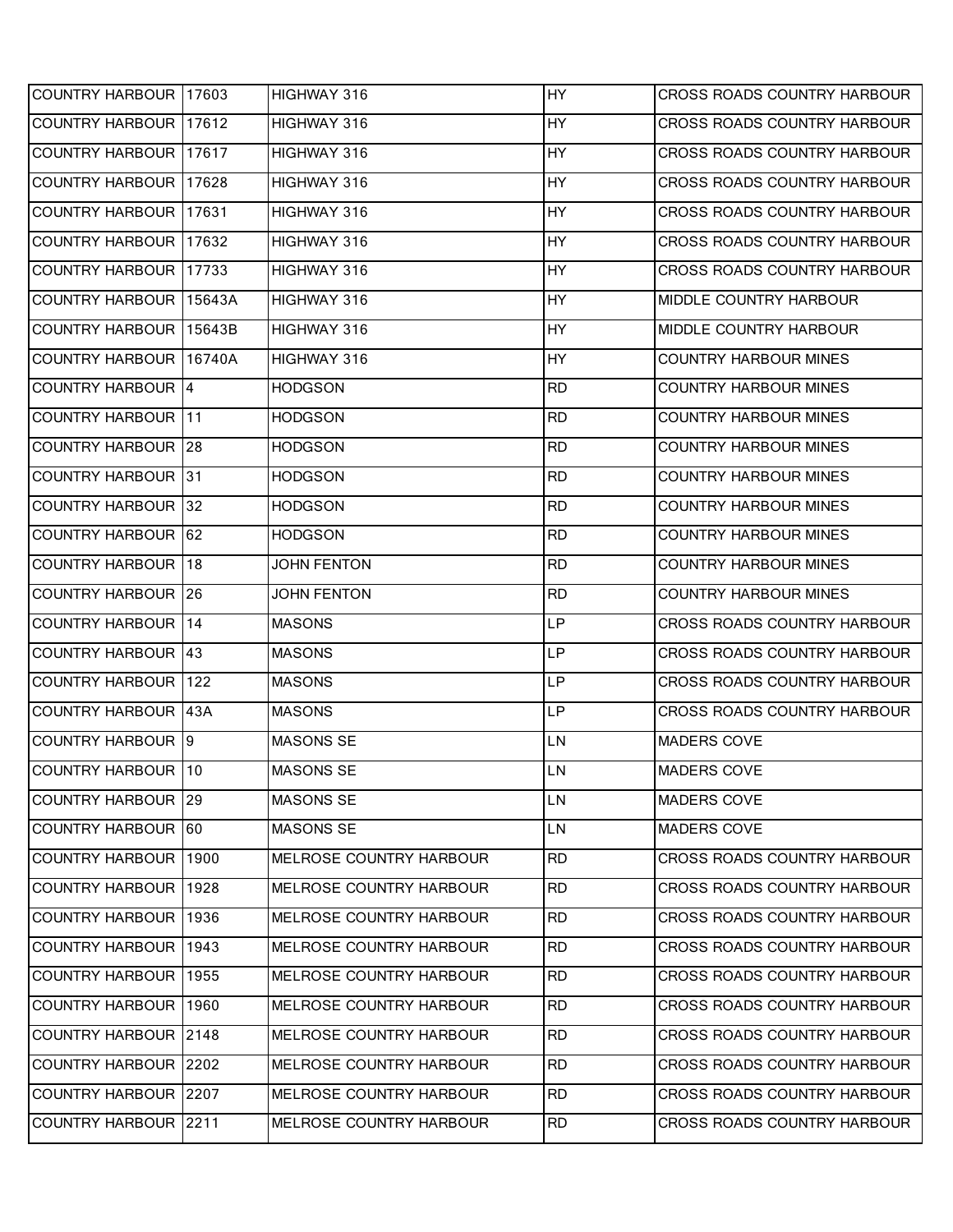| | | | | |
|---|---|---|---|---|
| COUNTRY HARBOUR | 17603 | HIGHWAY 316 | HY | CROSS ROADS COUNTRY HARBOUR |
| COUNTRY HARBOUR | 17612 | HIGHWAY 316 | HY | CROSS ROADS COUNTRY HARBOUR |
| COUNTRY HARBOUR | 17617 | HIGHWAY 316 | HY | CROSS ROADS COUNTRY HARBOUR |
| COUNTRY HARBOUR | 17628 | HIGHWAY 316 | HY | CROSS ROADS COUNTRY HARBOUR |
| COUNTRY HARBOUR | 17631 | HIGHWAY 316 | HY | CROSS ROADS COUNTRY HARBOUR |
| COUNTRY HARBOUR | 17632 | HIGHWAY 316 | HY | CROSS ROADS COUNTRY HARBOUR |
| COUNTRY HARBOUR | 17733 | HIGHWAY 316 | HY | CROSS ROADS COUNTRY HARBOUR |
| COUNTRY HARBOUR | 15643A | HIGHWAY 316 | HY | MIDDLE COUNTRY HARBOUR |
| COUNTRY HARBOUR | 15643B | HIGHWAY 316 | HY | MIDDLE COUNTRY HARBOUR |
| COUNTRY HARBOUR | 16740A | HIGHWAY 316 | HY | COUNTRY HARBOUR MINES |
| COUNTRY HARBOUR | 4 | HODGSON | RD | COUNTRY HARBOUR MINES |
| COUNTRY HARBOUR | 11 | HODGSON | RD | COUNTRY HARBOUR MINES |
| COUNTRY HARBOUR | 28 | HODGSON | RD | COUNTRY HARBOUR MINES |
| COUNTRY HARBOUR | 31 | HODGSON | RD | COUNTRY HARBOUR MINES |
| COUNTRY HARBOUR | 32 | HODGSON | RD | COUNTRY HARBOUR MINES |
| COUNTRY HARBOUR | 62 | HODGSON | RD | COUNTRY HARBOUR MINES |
| COUNTRY HARBOUR | 18 | JOHN FENTON | RD | COUNTRY HARBOUR MINES |
| COUNTRY HARBOUR | 26 | JOHN FENTON | RD | COUNTRY HARBOUR MINES |
| COUNTRY HARBOUR | 14 | MASONS | LP | CROSS ROADS COUNTRY HARBOUR |
| COUNTRY HARBOUR | 43 | MASONS | LP | CROSS ROADS COUNTRY HARBOUR |
| COUNTRY HARBOUR | 122 | MASONS | LP | CROSS ROADS COUNTRY HARBOUR |
| COUNTRY HARBOUR | 43A | MASONS | LP | CROSS ROADS COUNTRY HARBOUR |
| COUNTRY HARBOUR | 9 | MASONS SE | LN | MADERS COVE |
| COUNTRY HARBOUR | 10 | MASONS SE | LN | MADERS COVE |
| COUNTRY HARBOUR | 29 | MASONS SE | LN | MADERS COVE |
| COUNTRY HARBOUR | 60 | MASONS SE | LN | MADERS COVE |
| COUNTRY HARBOUR | 1900 | MELROSE COUNTRY HARBOUR | RD | CROSS ROADS COUNTRY HARBOUR |
| COUNTRY HARBOUR | 1928 | MELROSE COUNTRY HARBOUR | RD | CROSS ROADS COUNTRY HARBOUR |
| COUNTRY HARBOUR | 1936 | MELROSE COUNTRY HARBOUR | RD | CROSS ROADS COUNTRY HARBOUR |
| COUNTRY HARBOUR | 1943 | MELROSE COUNTRY HARBOUR | RD | CROSS ROADS COUNTRY HARBOUR |
| COUNTRY HARBOUR | 1955 | MELROSE COUNTRY HARBOUR | RD | CROSS ROADS COUNTRY HARBOUR |
| COUNTRY HARBOUR | 1960 | MELROSE COUNTRY HARBOUR | RD | CROSS ROADS COUNTRY HARBOUR |
| COUNTRY HARBOUR | 2148 | MELROSE COUNTRY HARBOUR | RD | CROSS ROADS COUNTRY HARBOUR |
| COUNTRY HARBOUR | 2202 | MELROSE COUNTRY HARBOUR | RD | CROSS ROADS COUNTRY HARBOUR |
| COUNTRY HARBOUR | 2207 | MELROSE COUNTRY HARBOUR | RD | CROSS ROADS COUNTRY HARBOUR |
| COUNTRY HARBOUR | 2211 | MELROSE COUNTRY HARBOUR | RD | CROSS ROADS COUNTRY HARBOUR |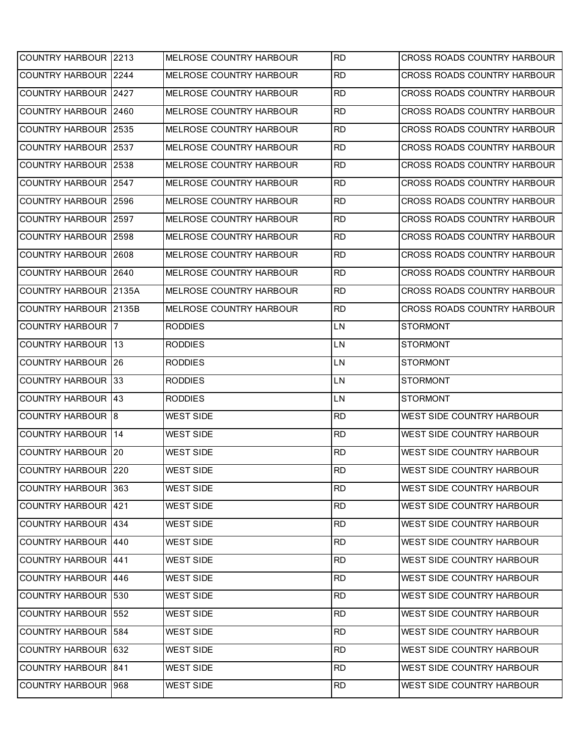| COUNTRY HARBOUR | 2213 | MELROSE COUNTRY HARBOUR | RD | CROSS ROADS COUNTRY HARBOUR |
|---|---|---|---|---|
| COUNTRY HARBOUR | 2244 | MELROSE COUNTRY HARBOUR | RD | CROSS ROADS COUNTRY HARBOUR |
| COUNTRY HARBOUR | 2427 | MELROSE COUNTRY HARBOUR | RD | CROSS ROADS COUNTRY HARBOUR |
| COUNTRY HARBOUR | 2460 | MELROSE COUNTRY HARBOUR | RD | CROSS ROADS COUNTRY HARBOUR |
| COUNTRY HARBOUR | 2535 | MELROSE COUNTRY HARBOUR | RD | CROSS ROADS COUNTRY HARBOUR |
| COUNTRY HARBOUR | 2537 | MELROSE COUNTRY HARBOUR | RD | CROSS ROADS COUNTRY HARBOUR |
| COUNTRY HARBOUR | 2538 | MELROSE COUNTRY HARBOUR | RD | CROSS ROADS COUNTRY HARBOUR |
| COUNTRY HARBOUR | 2547 | MELROSE COUNTRY HARBOUR | RD | CROSS ROADS COUNTRY HARBOUR |
| COUNTRY HARBOUR | 2596 | MELROSE COUNTRY HARBOUR | RD | CROSS ROADS COUNTRY HARBOUR |
| COUNTRY HARBOUR | 2597 | MELROSE COUNTRY HARBOUR | RD | CROSS ROADS COUNTRY HARBOUR |
| COUNTRY HARBOUR | 2598 | MELROSE COUNTRY HARBOUR | RD | CROSS ROADS COUNTRY HARBOUR |
| COUNTRY HARBOUR | 2608 | MELROSE COUNTRY HARBOUR | RD | CROSS ROADS COUNTRY HARBOUR |
| COUNTRY HARBOUR | 2640 | MELROSE COUNTRY HARBOUR | RD | CROSS ROADS COUNTRY HARBOUR |
| COUNTRY HARBOUR | 2135A | MELROSE COUNTRY HARBOUR | RD | CROSS ROADS COUNTRY HARBOUR |
| COUNTRY HARBOUR | 2135B | MELROSE COUNTRY HARBOUR | RD | CROSS ROADS COUNTRY HARBOUR |
| COUNTRY HARBOUR | 7 | RODDIES | LN | STORMONT |
| COUNTRY HARBOUR | 13 | RODDIES | LN | STORMONT |
| COUNTRY HARBOUR | 26 | RODDIES | LN | STORMONT |
| COUNTRY HARBOUR | 33 | RODDIES | LN | STORMONT |
| COUNTRY HARBOUR | 43 | RODDIES | LN | STORMONT |
| COUNTRY HARBOUR | 8 | WEST SIDE | RD | WEST SIDE COUNTRY HARBOUR |
| COUNTRY HARBOUR | 14 | WEST SIDE | RD | WEST SIDE COUNTRY HARBOUR |
| COUNTRY HARBOUR | 20 | WEST SIDE | RD | WEST SIDE COUNTRY HARBOUR |
| COUNTRY HARBOUR | 220 | WEST SIDE | RD | WEST SIDE COUNTRY HARBOUR |
| COUNTRY HARBOUR | 363 | WEST SIDE | RD | WEST SIDE COUNTRY HARBOUR |
| COUNTRY HARBOUR | 421 | WEST SIDE | RD | WEST SIDE COUNTRY HARBOUR |
| COUNTRY HARBOUR | 434 | WEST SIDE | RD | WEST SIDE COUNTRY HARBOUR |
| COUNTRY HARBOUR | 440 | WEST SIDE | RD | WEST SIDE COUNTRY HARBOUR |
| COUNTRY HARBOUR | 441 | WEST SIDE | RD | WEST SIDE COUNTRY HARBOUR |
| COUNTRY HARBOUR | 446 | WEST SIDE | RD | WEST SIDE COUNTRY HARBOUR |
| COUNTRY HARBOUR | 530 | WEST SIDE | RD | WEST SIDE COUNTRY HARBOUR |
| COUNTRY HARBOUR | 552 | WEST SIDE | RD | WEST SIDE COUNTRY HARBOUR |
| COUNTRY HARBOUR | 584 | WEST SIDE | RD | WEST SIDE COUNTRY HARBOUR |
| COUNTRY HARBOUR | 632 | WEST SIDE | RD | WEST SIDE COUNTRY HARBOUR |
| COUNTRY HARBOUR | 841 | WEST SIDE | RD | WEST SIDE COUNTRY HARBOUR |
| COUNTRY HARBOUR | 968 | WEST SIDE | RD | WEST SIDE COUNTRY HARBOUR |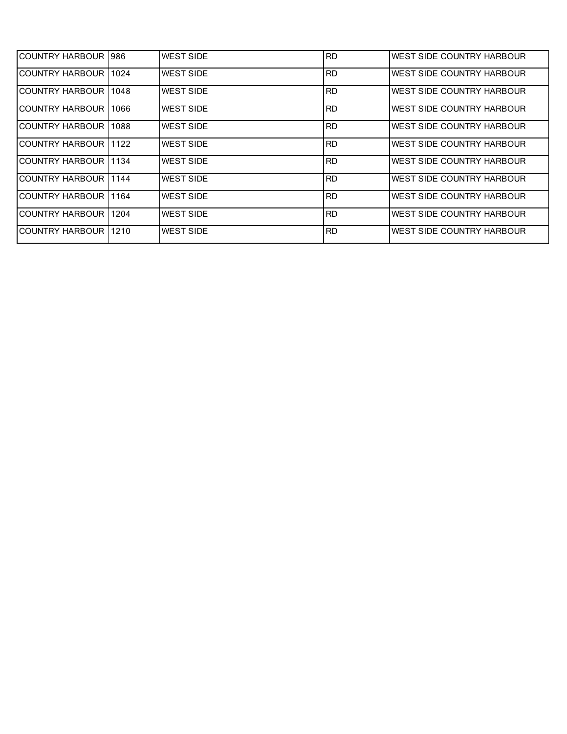| | | | | |
|---|---|---|---|---|
| COUNTRY HARBOUR | 986 | WEST SIDE | RD | WEST SIDE COUNTRY HARBOUR |
| COUNTRY HARBOUR | 1024 | WEST SIDE | RD | WEST SIDE COUNTRY HARBOUR |
| COUNTRY HARBOUR | 1048 | WEST SIDE | RD | WEST SIDE COUNTRY HARBOUR |
| COUNTRY HARBOUR | 1066 | WEST SIDE | RD | WEST SIDE COUNTRY HARBOUR |
| COUNTRY HARBOUR | 1088 | WEST SIDE | RD | WEST SIDE COUNTRY HARBOUR |
| COUNTRY HARBOUR | 1122 | WEST SIDE | RD | WEST SIDE COUNTRY HARBOUR |
| COUNTRY HARBOUR | 1134 | WEST SIDE | RD | WEST SIDE COUNTRY HARBOUR |
| COUNTRY HARBOUR | 1144 | WEST SIDE | RD | WEST SIDE COUNTRY HARBOUR |
| COUNTRY HARBOUR | 1164 | WEST SIDE | RD | WEST SIDE COUNTRY HARBOUR |
| COUNTRY HARBOUR | 1204 | WEST SIDE | RD | WEST SIDE COUNTRY HARBOUR |
| COUNTRY HARBOUR | 1210 | WEST SIDE | RD | WEST SIDE COUNTRY HARBOUR |